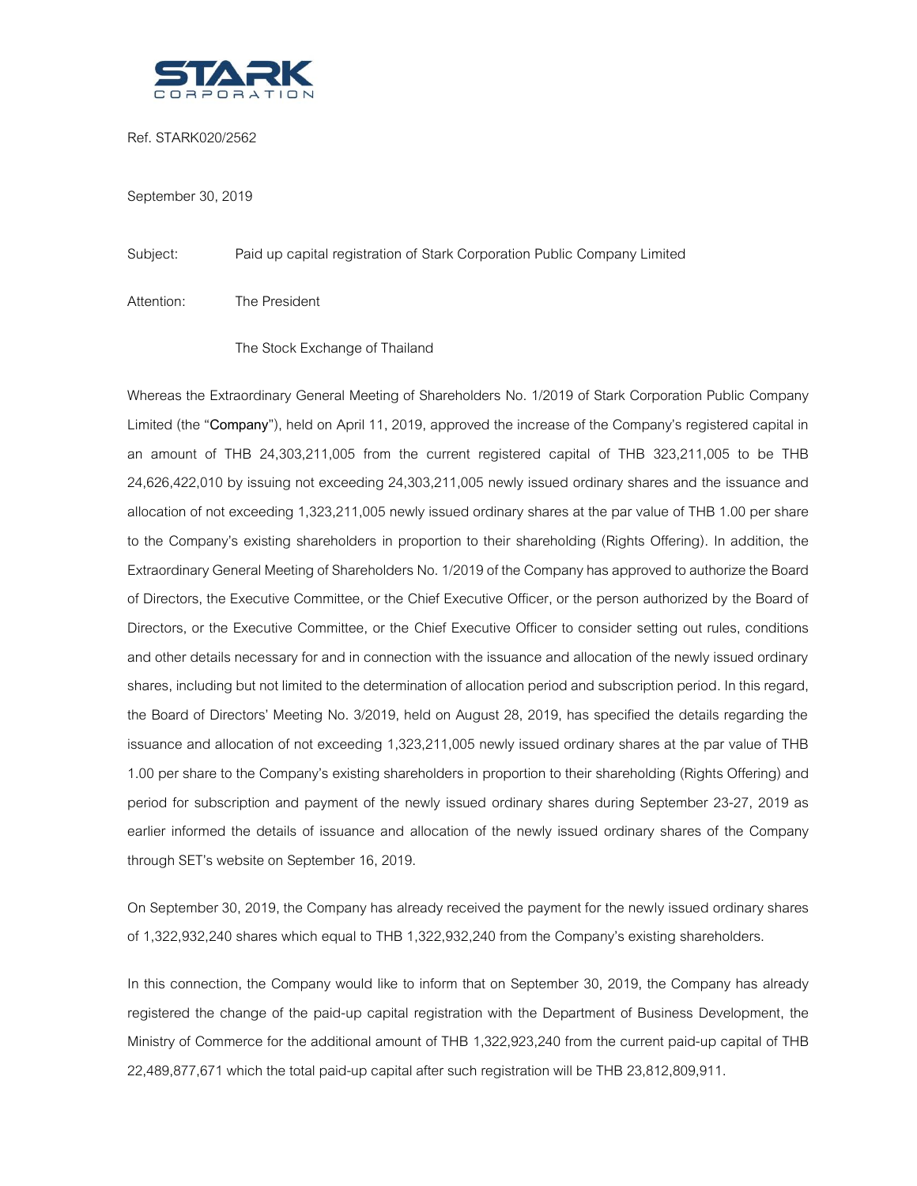**STARK**
CORPORATION

Ref. STARK020/2562

September 30, 2019

Subject: Paid up capital registration of Stark Corporation Public Company Limited

Attention: The President

The Stock Exchange of Thailand

Whereas the Extraordinary General Meeting of Shareholders No. 1/2019 of Stark Corporation Public Company Limited (the "**Company**"), held on April 11, 2019, approved the increase of the Company's registered capital in an amount of THB 24,303,211,005 from the current registered capital of THB 323,211,005 to be THB 24,626,422,010 by issuing not exceeding 24,303,211,005 newly issued ordinary shares and the issuance and allocation of not exceeding 1,323,211,005 newly issued ordinary shares at the par value of THB 1.00 per share to the Company's existing shareholders in proportion to their shareholding (Rights Offering). In addition, the Extraordinary General Meeting of Shareholders No. 1/2019 of the Company has approved to authorize the Board of Directors, the Executive Committee, or the Chief Executive Officer, or the person authorized by the Board of Directors, or the Executive Committee, or the Chief Executive Officer to consider setting out rules, conditions and other details necessary for and in connection with the issuance and allocation of the newly issued ordinary shares, including but not limited to the determination of allocation period and subscription period. In this regard, the Board of Directors' Meeting No. 3/2019, held on August 28, 2019, has specified the details regarding the issuance and allocation of not exceeding 1,323,211,005 newly issued ordinary shares at the par value of THB 1.00 per share to the Company's existing shareholders in proportion to their shareholding (Rights Offering) and period for subscription and payment of the newly issued ordinary shares during September 23-27, 2019 as earlier informed the details of issuance and allocation of the newly issued ordinary shares of the Company through SET's website on September 16, 2019.

On September 30, 2019, the Company has already received the payment for the newly issued ordinary shares of 1,322,932,240 shares which equal to THB 1,322,932,240 from the Company's existing shareholders.

In this connection, the Company would like to inform that on September 30, 2019, the Company has already registered the change of the paid-up capital registration with the Department of Business Development, the Ministry of Commerce for the additional amount of THB 1,322,923,240 from the current paid-up capital of THB 22,489,877,671 which the total paid-up capital after such registration will be THB 23,812,809,911.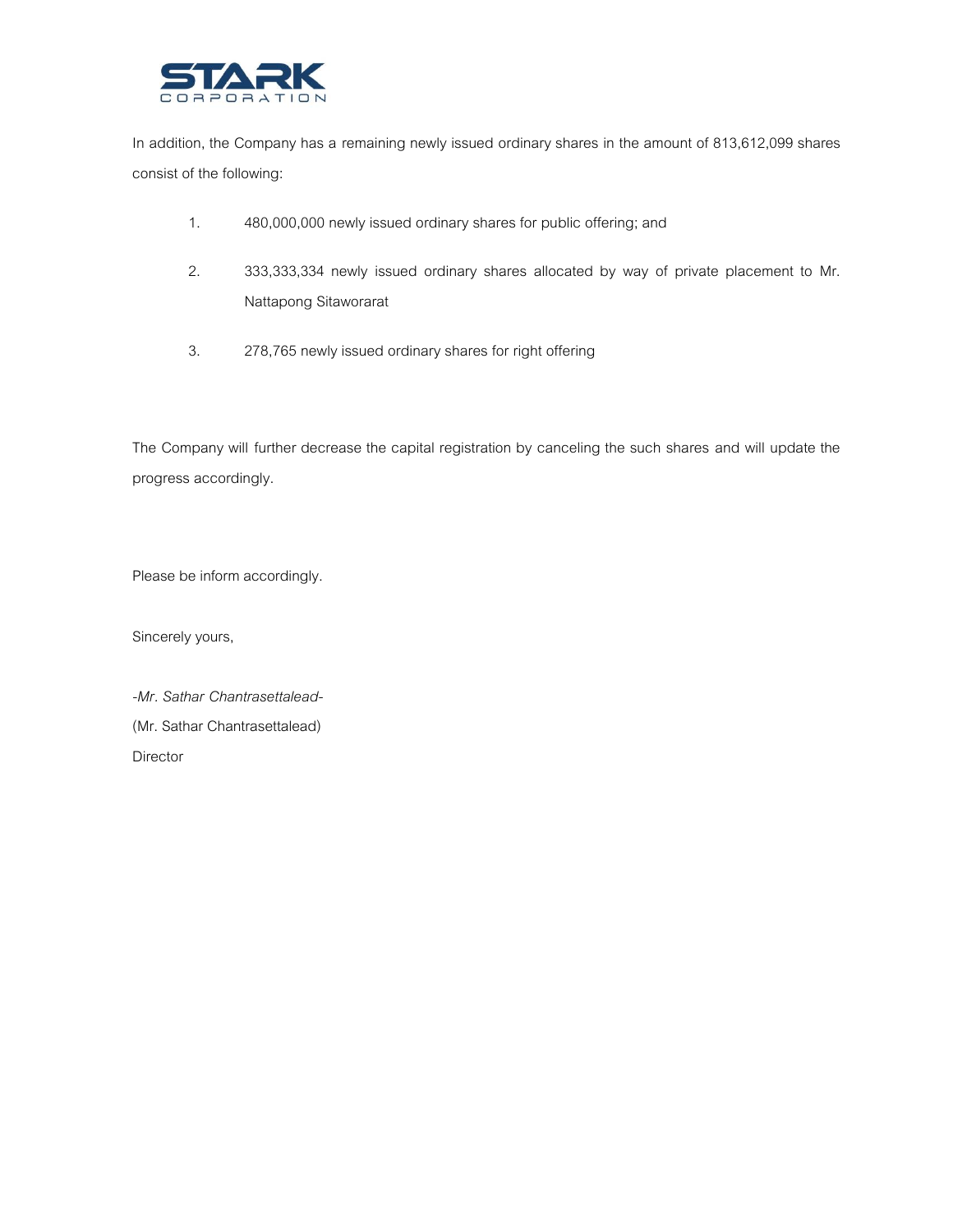In addition, the Company has a remaining newly issued ordinary shares in the amount of 813,612,099 shares consist of the following:

1. 480,000,000 newly issued ordinary shares for public offering; and
2. 333,333,334 newly issued ordinary shares allocated by way of private placement to Mr. Nattapong Sitaworarat
3. 278,765 newly issued ordinary shares for right offering

The Company will further decrease the capital registration by canceling the such shares and will update the progress accordingly.

Please be inform accordingly.

Sincerely yours,

*-Mr. Sathar Chantrasettalead-*
(Mr. Sathar Chantrasettalead)
Director